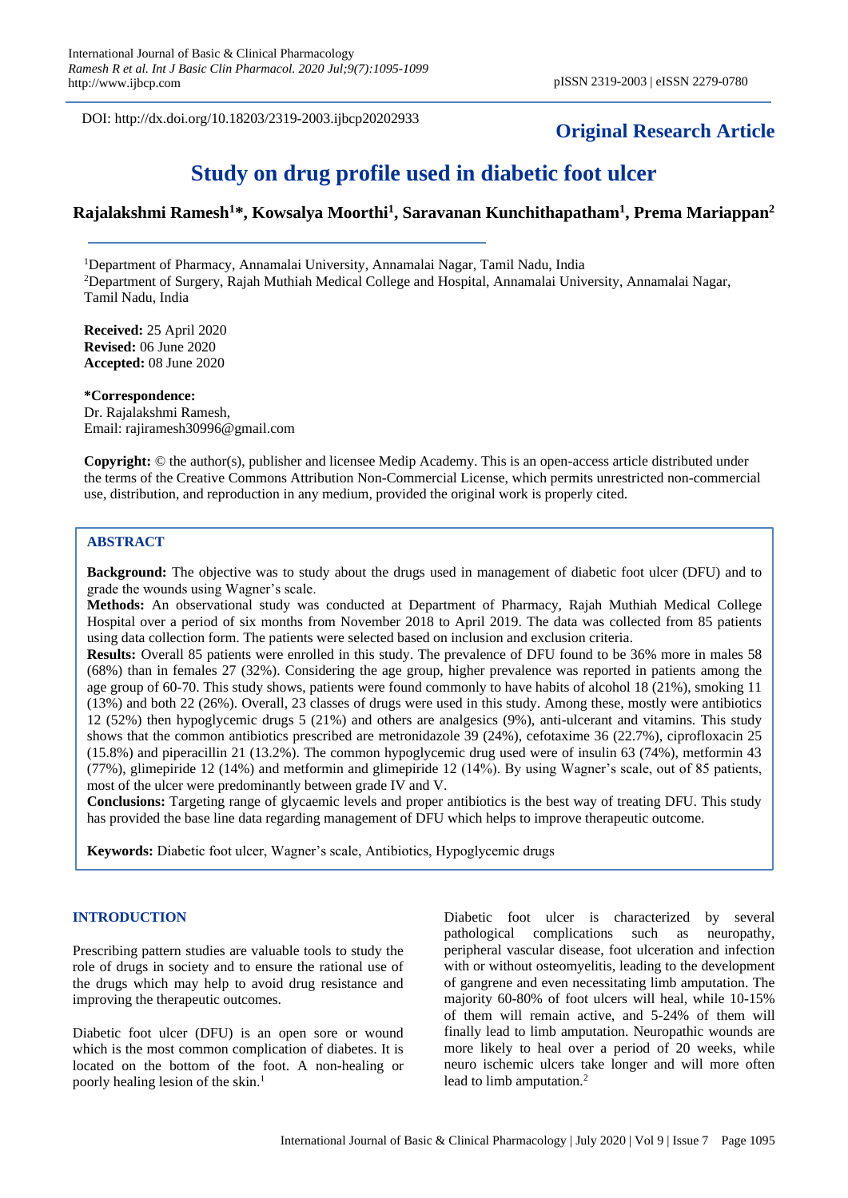DOI: http://dx.doi.org/10.18203/2319-2003.ijbcp20202933

**Original Research Article**

# Study on drug profile used in diabetic foot ulcer

**Rajalakshmi Ramesh[1]\*, Kowsalya Moorthi[1], Saravanan Kunchithapatham[1], Prema Mariappan[2]**

[1]Department of Pharmacy, Annamalai University, Annamalai Nagar, Tamil Nadu, India
[2]Department of Surgery, Rajah Muthiah Medical College and Hospital, Annamalai University, Annamalai Nagar, Tamil Nadu, India

**Received:** 25 April 2020
**Revised:** 06 June 2020
**Accepted:** 08 June 2020

**\*Correspondence:**
Dr. Rajalakshmi Ramesh,
Email: rajiramesh30996@gmail.com

**Copyright:** © the author(s), publisher and licensee Medip Academy. This is an open-access article distributed under the terms of the Creative Commons Attribution Non-Commercial License, which permits unrestricted non-commercial use, distribution, and reproduction in any medium, provided the original work is properly cited.

## ABSTRACT

**Background:** The objective was to study about the drugs used in management of diabetic foot ulcer (DFU) and to grade the wounds using Wagner's scale.

**Methods:** An observational study was conducted at Department of Pharmacy, Rajah Muthiah Medical College Hospital over a period of six months from November 2018 to April 2019. The data was collected from 85 patients using data collection form. The patients were selected based on inclusion and exclusion criteria.

**Results:** Overall 85 patients were enrolled in this study. The prevalence of DFU found to be 36% more in males 58 (68%) than in females 27 (32%). Considering the age group, higher prevalence was reported in patients among the age group of 60-70. This study shows, patients were found commonly to have habits of alcohol 18 (21%), smoking 11 (13%) and both 22 (26%). Overall, 23 classes of drugs were used in this study. Among these, mostly were antibiotics 12 (52%) then hypoglycemic drugs 5 (21%) and others are analgesics (9%), anti-ulcerant and vitamins. This study shows that the common antibiotics prescribed are metronidazole 39 (24%), cefotaxime 36 (22.7%), ciprofloxacin 25 (15.8%) and piperacillin 21 (13.2%). The common hypoglycemic drug used were of insulin 63 (74%), metformin 43 (77%), glimepiride 12 (14%) and metformin and glimepiride 12 (14%). By using Wagner's scale, out of 85 patients, most of the ulcer were predominantly between grade IV and V.

**Conclusions:** Targeting range of glycaemic levels and proper antibiotics is the best way of treating DFU. This study has provided the base line data regarding management of DFU which helps to improve therapeutic outcome.

**Keywords:** Diabetic foot ulcer, Wagner's scale, Antibiotics, Hypoglycemic drugs

## INTRODUCTION

Prescribing pattern studies are valuable tools to study the role of drugs in society and to ensure the rational use of the drugs which may help to avoid drug resistance and improving the therapeutic outcomes.

Diabetic foot ulcer (DFU) is an open sore or wound which is the most common complication of diabetes. It is located on the bottom of the foot. A non-healing or poorly healing lesion of the skin.[1]

Diabetic foot ulcer is characterized by several pathological complications such as neuropathy, peripheral vascular disease, foot ulceration and infection with or without osteomyelitis, leading to the development of gangrene and even necessitating limb amputation. The majority 60-80% of foot ulcers will heal, while 10-15% of them will remain active, and 5-24% of them will finally lead to limb amputation. Neuropathic wounds are more likely to heal over a period of 20 weeks, while neuro ischemic ulcers take longer and will more often lead to limb amputation.[2]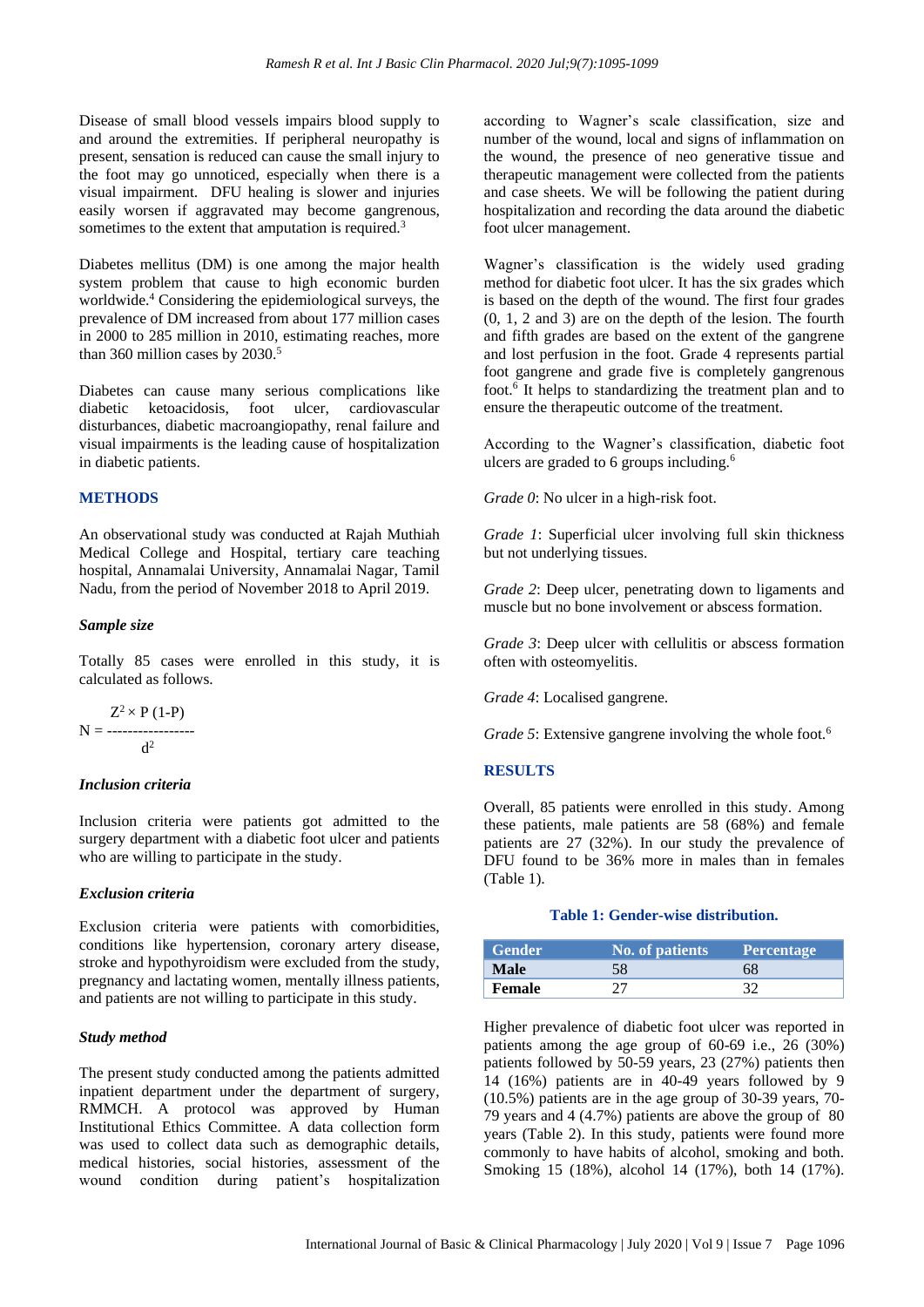Disease of small blood vessels impairs blood supply to and around the extremities. If peripheral neuropathy is present, sensation is reduced can cause the small injury to the foot may go unnoticed, especially when there is a visual impairment. DFU healing is slower and injuries easily worsen if aggravated may become gangrenous, sometimes to the extent that amputation is required.[3]

Diabetes mellitus (DM) is one among the major health system problem that cause to high economic burden worldwide.[4] Considering the epidemiological surveys, the prevalence of DM increased from about 177 million cases in 2000 to 285 million in 2010, estimating reaches, more than 360 million cases by 2030.[5]

Diabetes can cause many serious complications like diabetic ketoacidosis, foot ulcer, cardiovascular disturbances, diabetic macroangiopathy, renal failure and visual impairments is the leading cause of hospitalization in diabetic patients.

## METHODS

An observational study was conducted at Rajah Muthiah Medical College and Hospital, tertiary care teaching hospital, Annamalai University, Annamalai Nagar, Tamil Nadu, from the period of November 2018 to April 2019.

### *Sample size*

Totally 85 cases were enrolled in this study, it is calculated as follows.

$$N = \frac{Z^2 \times P\,(1-P)}{d^2}$$

### *Inclusion criteria*

Inclusion criteria were patients got admitted to the surgery department with a diabetic foot ulcer and patients who are willing to participate in the study.

### *Exclusion criteria*

Exclusion criteria were patients with comorbidities, conditions like hypertension, coronary artery disease, stroke and hypothyroidism were excluded from the study, pregnancy and lactating women, mentally illness patients, and patients are not willing to participate in this study.

### *Study method*

The present study conducted among the patients admitted inpatient department under the department of surgery, RMMCH. A protocol was approved by Human Institutional Ethics Committee. A data collection form was used to collect data such as demographic details, medical histories, social histories, assessment of the wound condition during patient's hospitalization according to Wagner's scale classification, size and number of the wound, local and signs of inflammation on the wound, the presence of neo generative tissue and therapeutic management were collected from the patients and case sheets. We will be following the patient during hospitalization and recording the data around the diabetic foot ulcer management.

Wagner's classification is the widely used grading method for diabetic foot ulcer. It has the six grades which is based on the depth of the wound. The first four grades (0, 1, 2 and 3) are on the depth of the lesion. The fourth and fifth grades are based on the extent of the gangrene and lost perfusion in the foot. Grade 4 represents partial foot gangrene and grade five is completely gangrenous foot.[6] It helps to standardizing the treatment plan and to ensure the therapeutic outcome of the treatment.

According to the Wagner's classification, diabetic foot ulcers are graded to 6 groups including.[6]

*Grade 0*: No ulcer in a high-risk foot.

*Grade 1*: Superficial ulcer involving full skin thickness but not underlying tissues.

*Grade 2*: Deep ulcer, penetrating down to ligaments and muscle but no bone involvement or abscess formation.

*Grade 3*: Deep ulcer with cellulitis or abscess formation often with osteomyelitis.

*Grade 4*: Localised gangrene.

*Grade 5*: Extensive gangrene involving the whole foot.[6]

## RESULTS

Overall, 85 patients were enrolled in this study. Among these patients, male patients are 58 (68%) and female patients are 27 (32%). In our study the prevalence of DFU found to be 36% more in males than in females (Table 1).

**Table 1: Gender-wise distribution.**

| Gender | No. of patients | Percentage |
|---|---|---|
| **Male** | 58 | 68 |
| **Female** | 27 | 32 |

Higher prevalence of diabetic foot ulcer was reported in patients among the age group of 60-69 i.e., 26 (30%) patients followed by 50-59 years, 23 (27%) patients then 14 (16%) patients are in 40-49 years followed by 9 (10.5%) patients are in the age group of 30-39 years, 70-79 years and 4 (4.7%) patients are above the group of 80 years (Table 2). In this study, patients were found more commonly to have habits of alcohol, smoking and both. Smoking 15 (18%), alcohol 14 (17%), both 14 (17%).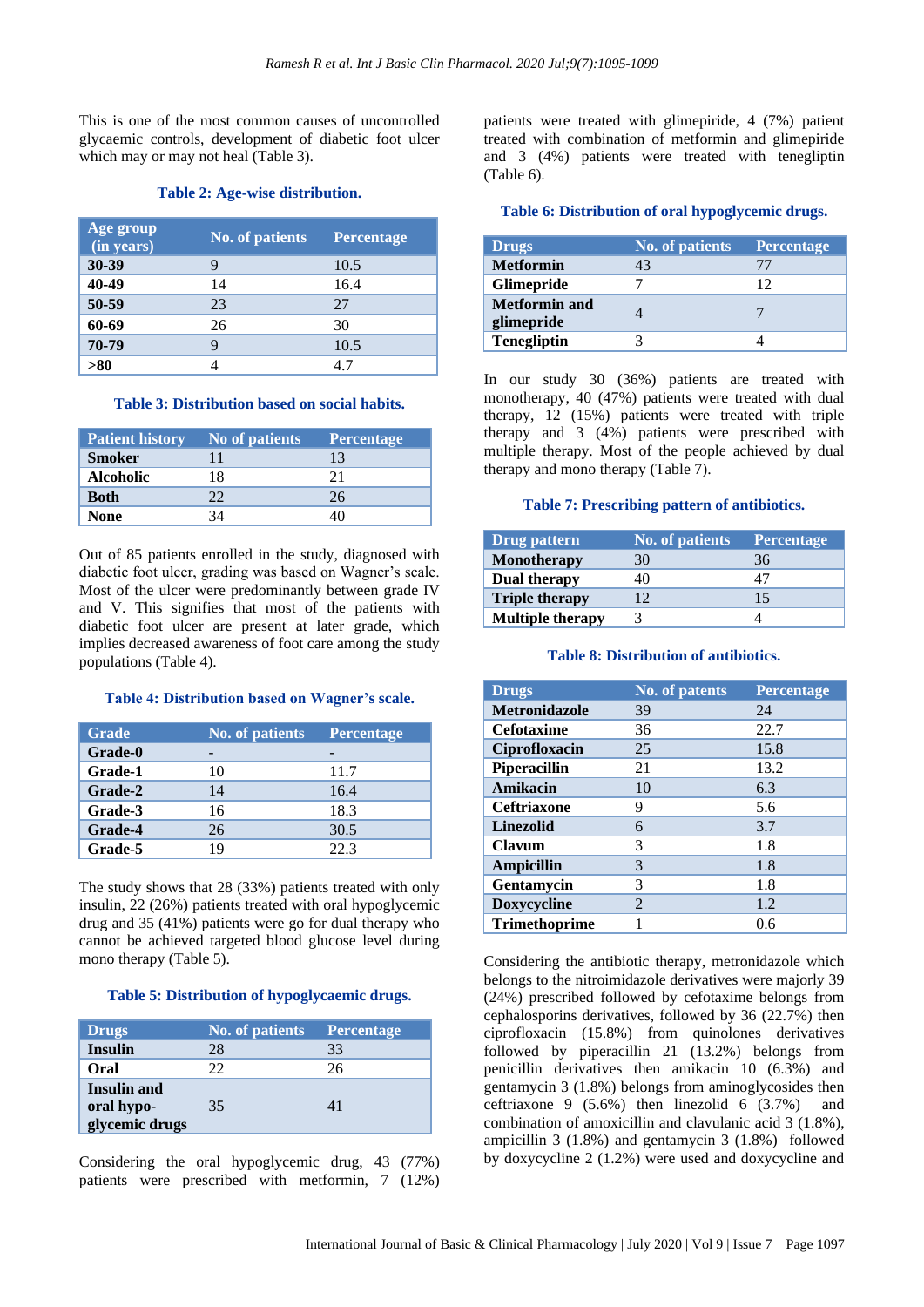This is one of the most common causes of uncontrolled glycaemic controls, development of diabetic foot ulcer which may or may not heal (Table 3).

**Table 2: Age-wise distribution.**

| Age group (in years) | No. of patients | Percentage |
|---|---|---|
| **30-39** | 9 | 10.5 |
| **40-49** | 14 | 16.4 |
| **50-59** | 23 | 27 |
| **60-69** | 26 | 30 |
| **70-79** | 9 | 10.5 |
| **>80** | 4 | 4.7 |

**Table 3: Distribution based on social habits.**

| Patient history | No of patients | Percentage |
|---|---|---|
| **Smoker** | 11 | 13 |
| **Alcoholic** | 18 | 21 |
| **Both** | 22 | 26 |
| **None** | 34 | 40 |

Out of 85 patients enrolled in the study, diagnosed with diabetic foot ulcer, grading was based on Wagner's scale. Most of the ulcer were predominantly grade IV and V. This signifies that most of the patients with diabetic foot ulcer are present at later grade, which implies decreased awareness of foot care among the study populations (Table 4).

**Table 4: Distribution based on Wagner's scale.**

| Grade | No. of patients | Percentage |
|---|---|---|
| **Grade-0** | - | - |
| **Grade-1** | 10 | 11.7 |
| **Grade-2** | 14 | 16.4 |
| **Grade-3** | 16 | 18.3 |
| **Grade-4** | 26 | 30.5 |
| **Grade-5** | 19 | 22.3 |

The study shows that 28 (33%) patients treated with only insulin, 22 (26%) patients treated with oral hypoglycemic drug and 35 (41%) patients were go for dual therapy who cannot be achieved targeted blood glucose level during mono therapy (Table 5).

**Table 5: Distribution of hypoglycaemic drugs.**

| Drugs | No. of patients | Percentage |
|---|---|---|
| **Insulin** | 28 | 33 |
| **Oral** | 22 | 26 |
| **Insulin and oral hypo-glycemic drugs** | 35 | 41 |

Considering the oral hypoglycemic drug, 43 (77%) patients were prescribed with metformin, 7 (12%) patients were treated with glimepiride, 4 (7%) patient treated with combination of metformin and glimepiride and 3 (4%) patients were treated with teneglptin (Table 6).

**Table 6: Distribution of oral hypoglycemic drugs.**

| Drugs | No. of patients | Percentage |
|---|---|---|
| **Metformin** | 43 | 77 |
| **Glimepride** | 7 | 12 |
| **Metformin and glimepride** | 4 | 7 |
| **Teneglptin** | 3 | 4 |

In our study 30 (36%) patients are treated with monotherapy, 40 (47%) patients were treated with dual therapy, 12 (15%) patients were treated with triple therapy and 3 (4%) patients were prescribed with multiple therapy. Most of the people achieved by dual therapy and mono therapy (Table 7).

**Table 7: Prescribing pattern of antibiotics.**

| Drug pattern | No. of patients | Percentage |
|---|---|---|
| **Monotherapy** | 30 | 36 |
| **Dual therapy** | 40 | 47 |
| **Triple therapy** | 12 | 15 |
| **Multiple therapy** | 3 | 4 |

**Table 8: Distribution of antibiotics.**

| Drugs | No. of patents | Percentage |
|---|---|---|
| **Metronidazole** | 39 | 24 |
| **Cefotaxime** | 36 | 22.7 |
| **Ciprofloxacin** | 25 | 15.8 |
| **Piperacillin** | 21 | 13.2 |
| **Amikacin** | 10 | 6.3 |
| **Ceftriaxone** | 9 | 5.6 |
| **Linezolid** | 6 | 3.7 |
| **Clavum** | 3 | 1.8 |
| **Ampicillin** | 3 | 1.8 |
| **Gentamycin** | 3 | 1.8 |
| **Doxycycline** | 2 | 1.2 |
| **Trimethoprime** | 1 | 0.6 |

Considering the antibiotic therapy, metronidazole which belongs to the nitroimidazole derivatives were majorly 39 (24%) prescribed followed by cefotaxime belongs from cephalosporins derivatives, followed by 36 (22.7%) then ciprofloxacin (15.8%) from quinolones derivatives followed by piperacillin 21 (13.2%) belongs from penicillin derivatives then amikacin 10 (6.3%) and gentamycin 3 (1.8%) belongs from aminoglycosides then ceftriaxone 9 (5.6%) then linezolid 6 (3.7%) and combination of amoxicillin and clavulanic acid 3 (1.8%), ampicillin 3 (1.8%) and gentamycin 3 (1.8%) followed by doxycycline 2 (1.2%) were used and doxycycline and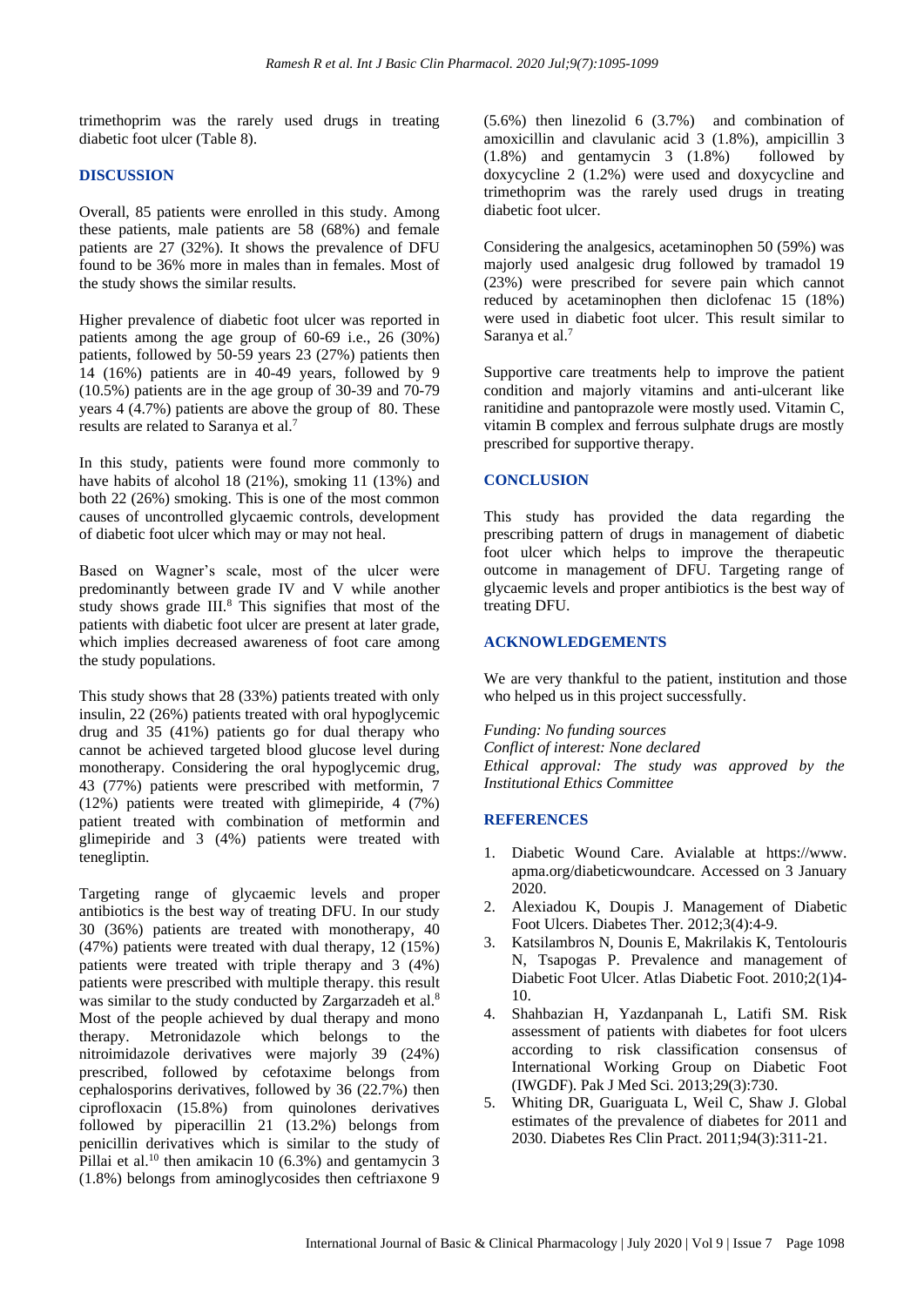trimethoprim was the rarely used drugs in treating diabetic foot ulcer (Table 8).

## DISCUSSION

Overall, 85 patients were enrolled in this study. Among these patients, male patients are 58 (68%) and female patients are 27 (32%). It shows the prevalence of DFU found to be 36% more in males than in females. Most of the study shows the similar results.

Higher prevalence of diabetic foot ulcer was reported in patients among the age group of 60-69 i.e., 26 (30%) patients, followed by 50-59 years 23 (27%) patients then 14 (16%) patients are in 40-49 years, followed by 9 (10.5%) patients are in the age group of 30-39 and 70-79 years 4 (4.7%) patients are above the group of 80. These results are related to Saranya et al.[7]

In this study, patients were found more commonly to have habits of alcohol 18 (21%), smoking 11 (13%) and both 22 (26%) smoking. This is one of the most common causes of uncontrolled glycaemic controls, development of diabetic foot ulcer which may or may not heal.

Based on Wagner's scale, most of the ulcer were predominantly between grade IV and V while another study shows grade III.[8] This signifies that most of the patients with diabetic foot ulcer are present at later grade, which implies decreased awareness of foot care among the study populations.

This study shows that 28 (33%) patients treated with only insulin, 22 (26%) patients treated with oral hypoglycemic drug and 35 (41%) patients go for dual therapy who cannot be achieved targeted blood glucose level during monotherapy. Considering the oral hypoglycemic drug, 43 (77%) patients were prescribed with metformin, 7 (12%) patients were treated with glimepiride, 4 (7%) patient treated with combination of metformin and glimepiride and 3 (4%) patients were treated with tenegliptin.

Targeting range of glycaemic levels and proper antibiotics is the best way of treating DFU. In our study 30 (36%) patients are treated with monotherapy, 40 (47%) patients were treated with dual therapy, 12 (15%) patients were treated with triple therapy and 3 (4%) patients were prescribed with multiple therapy. this result was similar to the study conducted by Zargarzadeh et al.[8] Most of the people achieved by dual therapy and mono therapy. Metronidazole which belongs to the nitroimidazole derivatives were majorly 39 (24%) prescribed, followed by cefotaxime belongs from cephalosporins derivatives, followed by 36 (22.7%) then ciprofloxacin (15.8%) from quinolones derivatives followed by piperacillin 21 (13.2%) belongs from penicillin derivatives which is similar to the study of Pillai et al.[10] then amikacin 10 (6.3%) and gentamycin 3 (1.8%) belongs from aminoglycosides then ceftriaxone 9 (5.6%) then linezolid 6 (3.7%) and combination of amoxicillin and clavulanic acid 3 (1.8%), ampicillin 3 (1.8%) and gentamycin 3 (1.8%) followed by doxycycline 2 (1.2%) were used and doxycycline and trimethoprim was the rarely used drugs in treating diabetic foot ulcer.

Considering the analgesics, acetaminophen 50 (59%) was majorly used analgesic drug followed by tramadol 19 (23%) were prescribed for severe pain which cannot reduced by acetaminophen then diclofenac 15 (18%) were used in diabetic foot ulcer. This result similar to Saranya et al.[7]

Supportive care treatments help to improve the patient condition and majorly vitamins and anti-ulcerant like ranitidine and pantoprazole were mostly used. Vitamin C, vitamin B complex and ferrous sulphate drugs are mostly prescribed for supportive therapy.

## CONCLUSION

This study has provided the data regarding the prescribing pattern of drugs in management of diabetic foot ulcer which helps to improve the therapeutic outcome in management of DFU. Targeting range of glycaemic levels and proper antibiotics is the best way of treating DFU.

## ACKNOWLEDGEMENTS

We are very thankful to the patient, institution and those who helped us in this project successfully.

*Funding: No funding sources*
*Conflict of interest: None declared*
*Ethical approval: The study was approved by the Institutional Ethics Committee*

## REFERENCES

1. Diabetic Wound Care. Avialable at https://www.apma.org/diabeticwoundcare. Accessed on 3 January 2020.
2. Alexiadou K, Doupis J. Management of Diabetic Foot Ulcers. Diabetes Ther. 2012;3(4):4-9.
3. Katsilambros N, Dounis E, Makrilakis K, Tentolouris N, Tsapogas P. Prevalence and management of Diabetic Foot Ulcer. Atlas Diabetic Foot. 2010;2(1)4-10.
4. Shahbazian H, Yazdanpanah L, Latifi SM. Risk assessment of patients with diabetes for foot ulcers according to risk classification consensus of International Working Group on Diabetic Foot (IWGDF). Pak J Med Sci. 2013;29(3):730.
5. Whiting DR, Guariguata L, Weil C, Shaw J. Global estimates of the prevalence of diabetes for 2011 and 2030. Diabetes Res Clin Pract. 2011;94(3):311-21.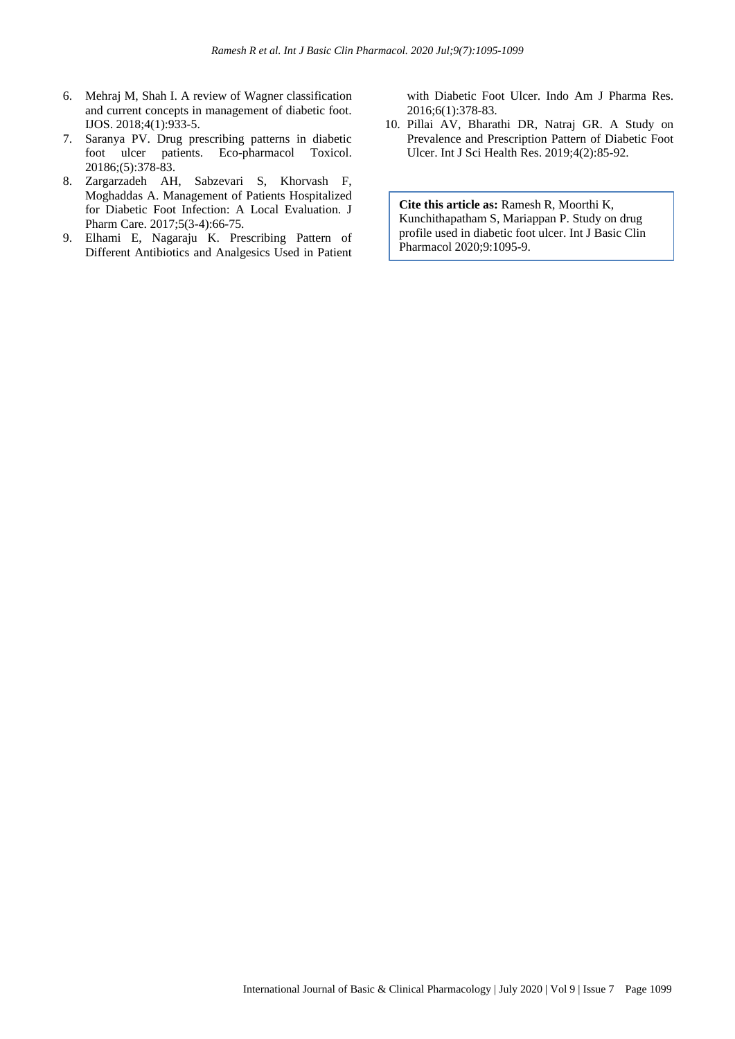6. Mehraj M, Shah I. A review of Wagner classification and current concepts in management of diabetic foot. IJOS. 2018;4(1):933-5.
7. Saranya PV. Drug prescribing patterns in diabetic foot ulcer patients. Eco-pharmacol Toxicol. 20186;(5):378-83.
8. Zargarzadeh AH, Sabzevari S, Khorvash F, Moghaddas A. Management of Patients Hospitalized for Diabetic Foot Infection: A Local Evaluation. J Pharm Care. 2017;5(3-4):66-75.
9. Elhami E, Nagaraju K. Prescribing Pattern of Different Antibiotics and Analgesics Used in Patient with Diabetic Foot Ulcer. Indo Am J Pharma Res. 2016;6(1):378-83.
10. Pillai AV, Bharathi DR, Natraj GR. A Study on Prevalence and Prescription Pattern of Diabetic Foot Ulcer. Int J Sci Health Res. 2019;4(2):85-92.

**Cite this article as:** Ramesh R, Moorthi K, Kunchithapatham S, Mariappan P. Study on drug profile used in diabetic foot ulcer. Int J Basic Clin Pharmacol 2020;9:1095-9.